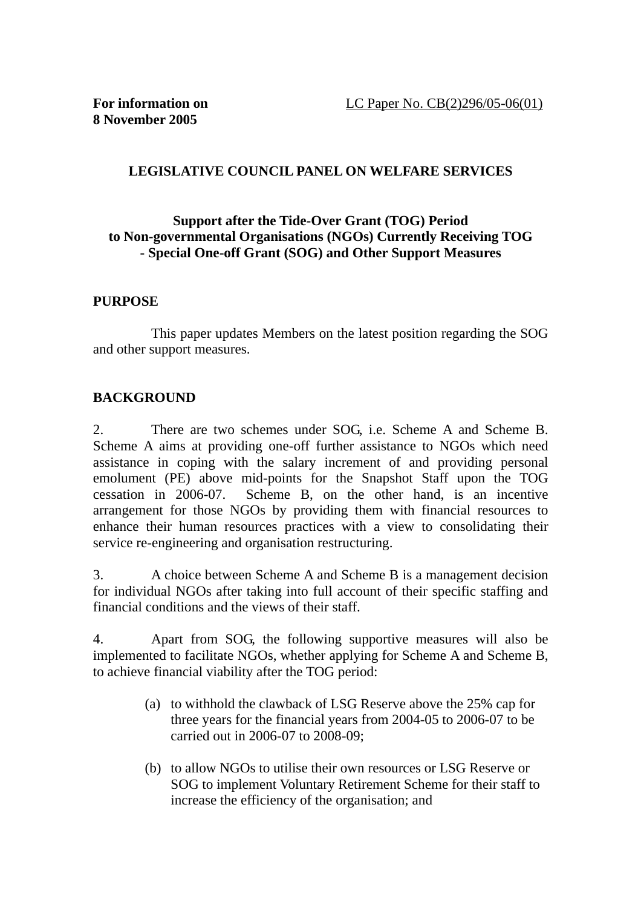**For information on**
**8 November 2005**

LC Paper No. CB(2)296/05-06(01)

## LEGISLATIVE COUNCIL PANEL ON WELFARE SERVICES

### Support after the Tide-Over Grant (TOG) Period to Non-governmental Organisations (NGOs) Currently Receiving TOG - Special One-off Grant (SOG) and Other Support Measures

## PURPOSE

This paper updates Members on the latest position regarding the SOG and other support measures.

## BACKGROUND

2. There are two schemes under SOG, i.e. Scheme A and Scheme B. Scheme A aims at providing one-off further assistance to NGOs which need assistance in coping with the salary increment of and providing personal emolument (PE) above mid-points for the Snapshot Staff upon the TOG cessation in 2006-07. Scheme B, on the other hand, is an incentive arrangement for those NGOs by providing them with financial resources to enhance their human resources practices with a view to consolidating their service re-engineering and organisation restructuring.

3. A choice between Scheme A and Scheme B is a management decision for individual NGOs after taking into full account of their specific staffing and financial conditions and the views of their staff.

4. Apart from SOG, the following supportive measures will also be implemented to facilitate NGOs, whether applying for Scheme A and Scheme B, to achieve financial viability after the TOG period:

(a) to withhold the clawback of LSG Reserve above the 25% cap for three years for the financial years from 2004-05 to 2006-07 to be carried out in 2006-07 to 2008-09;

(b) to allow NGOs to utilise their own resources or LSG Reserve or SOG to implement Voluntary Retirement Scheme for their staff to increase the efficiency of the organisation; and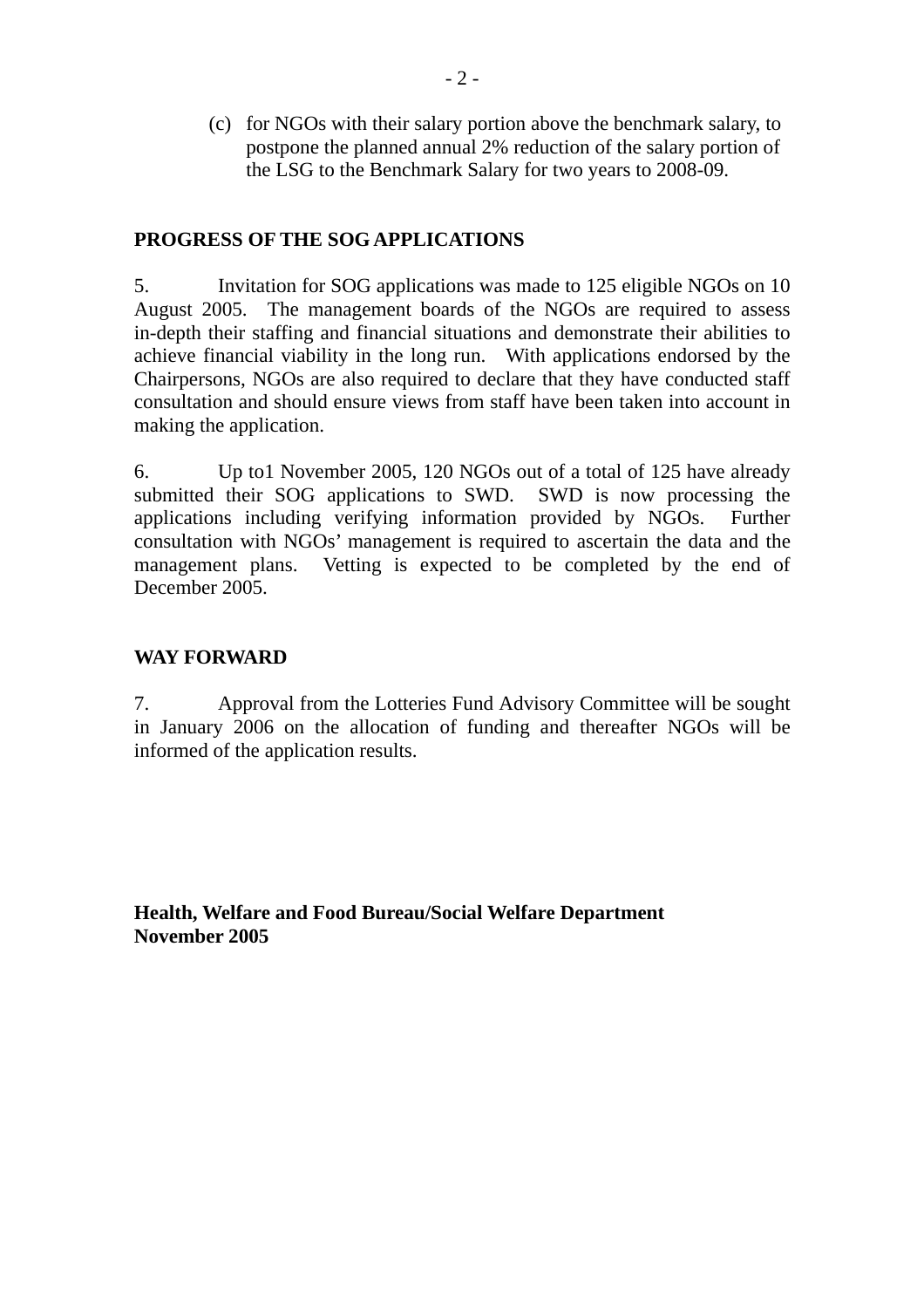(c) for NGOs with their salary portion above the benchmark salary, to postpone the planned annual 2% reduction of the salary portion of the LSG to the Benchmark Salary for two years to 2008-09.

**PROGRESS OF THE SOG APPLICATIONS**

5. Invitation for SOG applications was made to 125 eligible NGOs on 10 August 2005. The management boards of the NGOs are required to assess in-depth their staffing and financial situations and demonstrate their abilities to achieve financial viability in the long run. With applications endorsed by the Chairpersons, NGOs are also required to declare that they have conducted staff consultation and should ensure views from staff have been taken into account in making the application.

6. Up to1 November 2005, 120 NGOs out of a total of 125 have already submitted their SOG applications to SWD. SWD is now processing the applications including verifying information provided by NGOs. Further consultation with NGOs' management is required to ascertain the data and the management plans. Vetting is expected to be completed by the end of December 2005.

**WAY FORWARD**

7. Approval from the Lotteries Fund Advisory Committee will be sought in January 2006 on the allocation of funding and thereafter NGOs will be informed of the application results.

**Health, Welfare and Food Bureau/Social Welfare Department**
**November 2005**